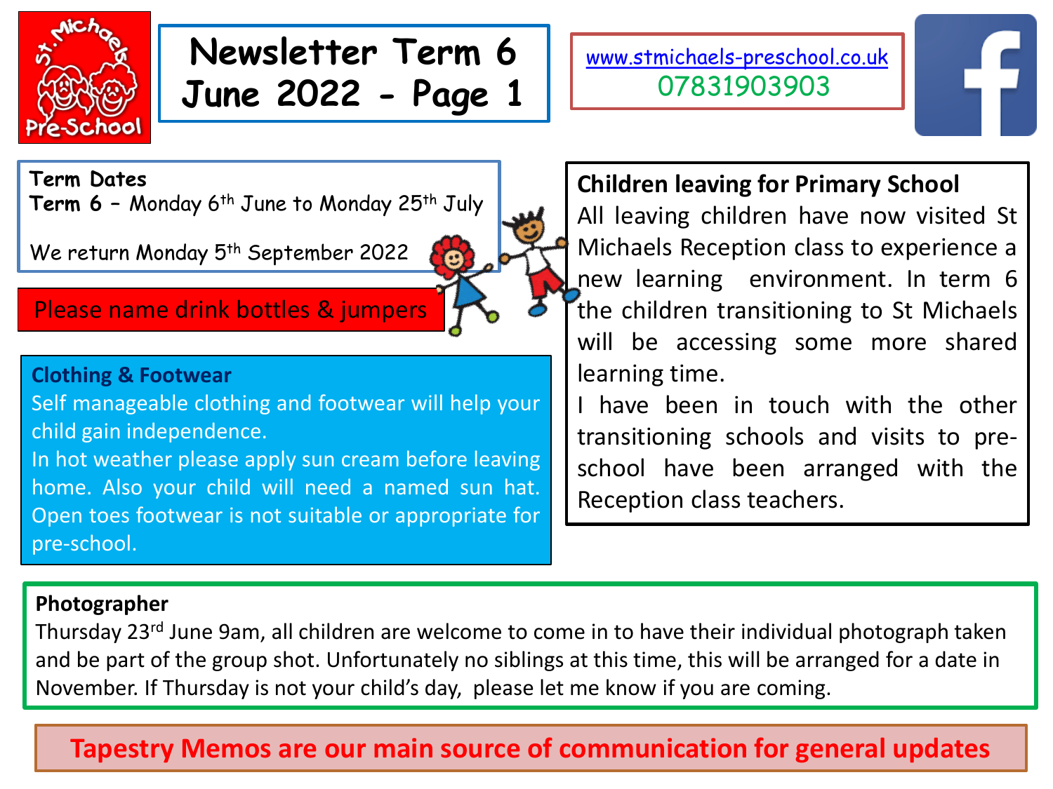# Newsletter Term 6 June 2022 - Page 1

www.stmichaels-preschool.co.uk
07831903903

**Term Dates**
**Term 6** – Monday 6th June to Monday 25th July

We return Monday 5th September 2022

**Please name drink bottles & jumpers**

## Clothing & Footwear

Self manageable clothing and footwear will help your child gain independence.
In hot weather please apply sun cream before leaving home. Also your child will need a named sun hat. Open toes footwear is not suitable or appropriate for pre-school.

## Children leaving for Primary School

All leaving children have now visited St Michaels Reception class to experience a new learning environment. In term 6 the children transitioning to St Michaels will be accessing some more shared learning time.
I have been in touch with the other transitioning schools and visits to pre-school have been arranged with the Reception class teachers.

## Photographer

Thursday 23rd June 9am, all children are welcome to come in to have their individual photograph taken and be part of the group shot. Unfortunately no siblings at this time, this will be arranged for a date in November. If Thursday is not your child's day, please let me know if you are coming.

**Tapestry Memos are our main source of communication for general updates**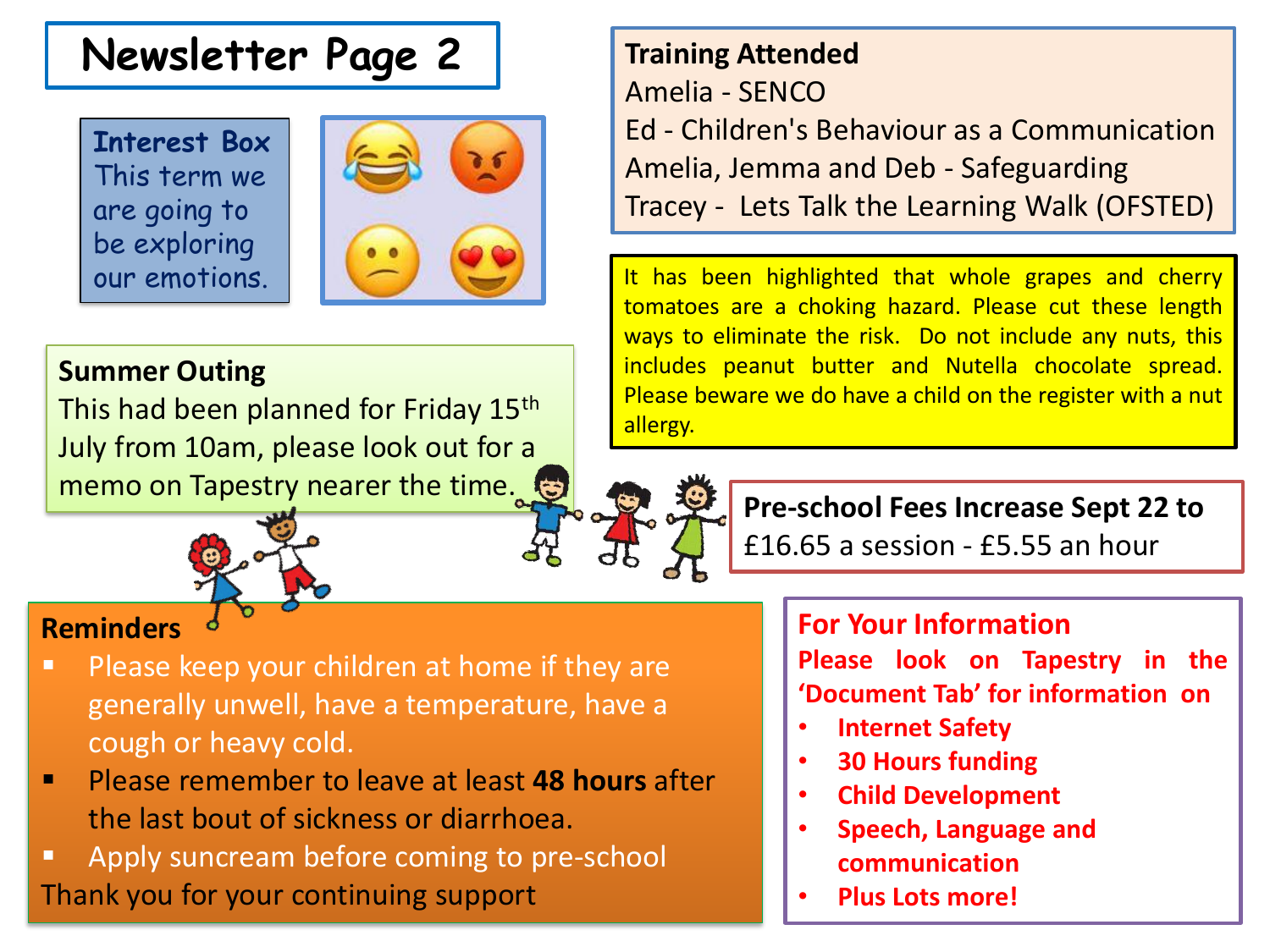# Newsletter Page 2

**Interest Box**
This term we are going to be exploring our emotions.

## Training Attended

Amelia - SENCO
Ed - Children's Behaviour as a Communication
Amelia, Jemma and Deb - Safeguarding
Tracey - Lets Talk the Learning Walk (OFSTED)

It has been highlighted that whole grapes and cherry tomatoes are a choking hazard. Please cut these length ways to eliminate the risk. Do not include any nuts, this includes peanut butter and Nutella chocolate spread. Please beware we do have a child on the register with a nut allergy.

## Summer Outing

This had been planned for Friday 15th July from 10am, please look out for a memo on Tapestry nearer the time.

**Pre-school Fees Increase Sept 22 to**
£16.65 a session - £5.55 an hour

## Reminders

- Please keep your children at home if they are generally unwell, have a temperature, have a cough or heavy cold.
- Please remember to leave at least **48 hours** after the last bout of sickness or diarrhoea.
- Apply suncream before coming to pre-school

Thank you for your continuing support

## For Your Information

**Please look on Tapestry in the 'Document Tab' for information on**

- **Internet Safety**
- **30 Hours funding**
- **Child Development**
- **Speech, Language and communication**
- **Plus Lots more!**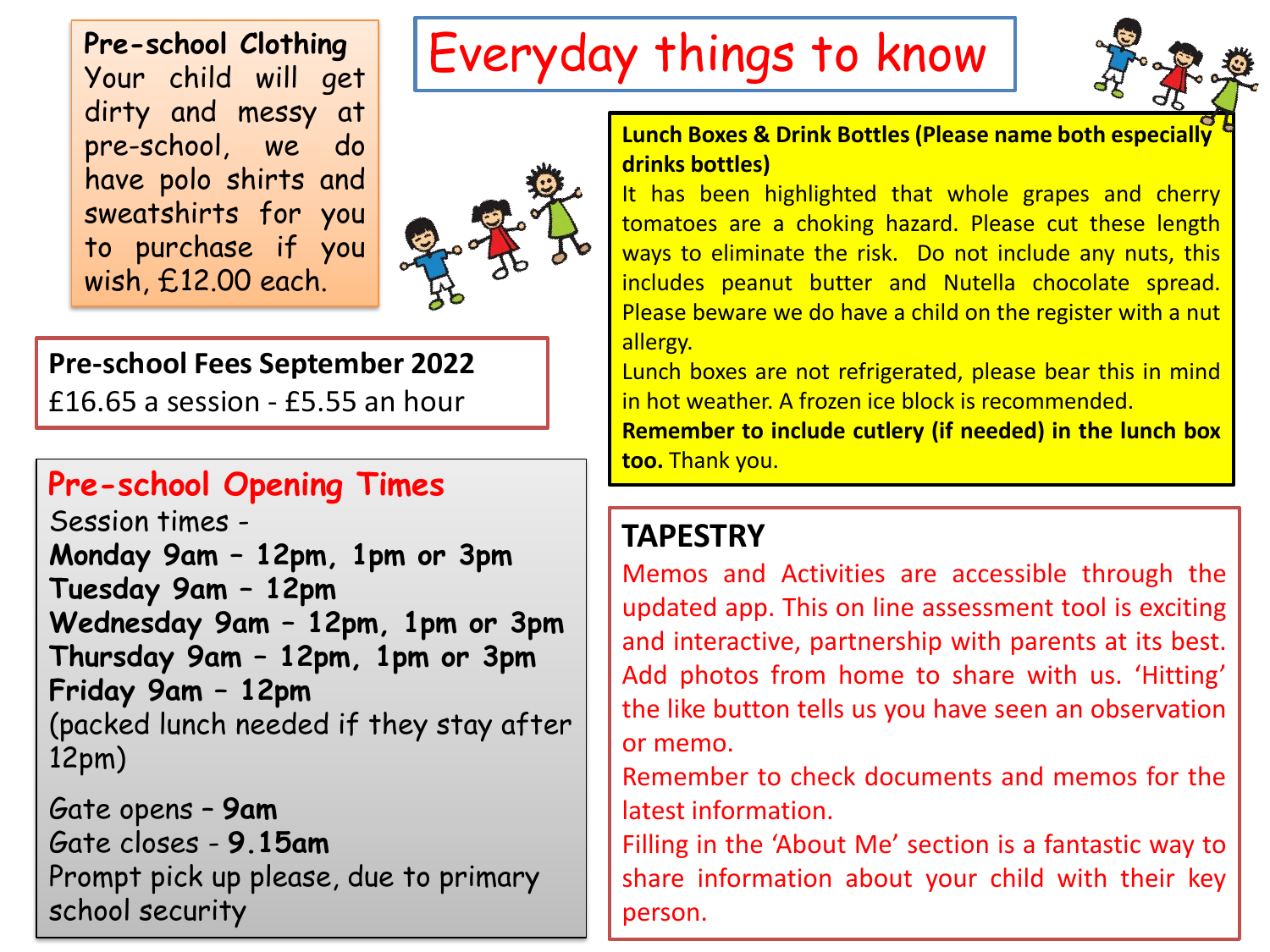# Everyday things to know

**Pre-school Clothing**

Your child will get dirty and messy at pre-school, we do have polo shirts and sweatshirts for you to purchase if you wish, £12.00 each.

**Pre-school Fees September 2022**

£16.65 a session - £5.55 an hour

## Pre-school Opening Times

Session times -

**Monday 9am – 12pm, 1pm or 3pm**
**Tuesday 9am – 12pm**
**Wednesday 9am – 12pm, 1pm or 3pm**
**Thursday 9am – 12pm, 1pm or 3pm**
**Friday 9am – 12pm**
(packed lunch needed if they stay after 12pm)

Gate opens – **9am**
Gate closes - **9.15am**
Prompt pick up please, due to primary school security

**Lunch Boxes & Drink Bottles (Please name both especially drinks bottles)**

It has been highlighted that whole grapes and cherry tomatoes are a choking hazard. Please cut these length ways to eliminate the risk. Do not include any nuts, this includes peanut butter and Nutella chocolate spread. Please beware we do have a child on the register with a nut allergy.

Lunch boxes are not refrigerated, please bear this in mind in hot weather. A frozen ice block is recommended.

**Remember to include cutlery (if needed) in the lunch box too.** Thank you.

## TAPESTRY

Memos and Activities are accessible through the updated app. This on line assessment tool is exciting and interactive, partnership with parents at its best. Add photos from home to share with us. 'Hitting' the like button tells us you have seen an observation or memo.

Remember to check documents and memos for the latest information.

Filling in the 'About Me' section is a fantastic way to share information about your child with their key person.